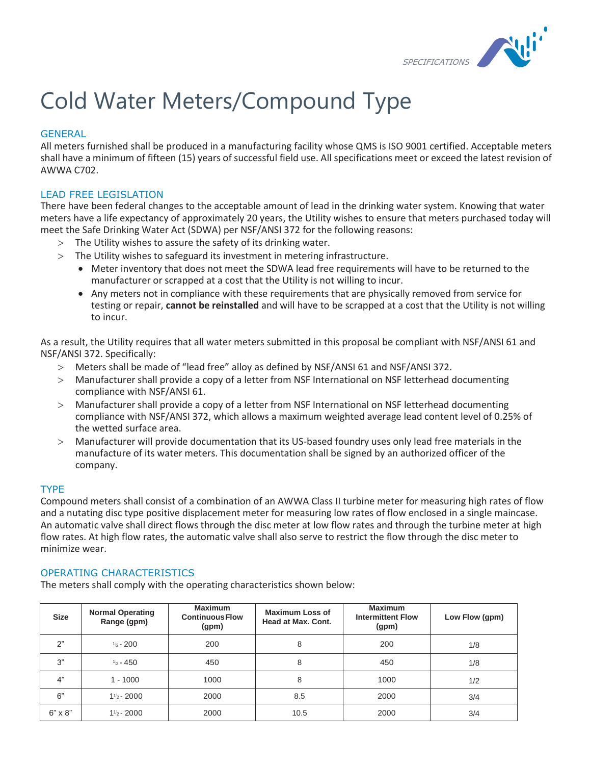# Cold Water Meters/Compound Type

## GENERAL

All meters furnished shall be produced in a manufacturing facility whose QMS is ISO 9001 certified. Acceptable meters shall have a minimum of fifteen (15) years of successful field use. All specifications meet or exceed the latest revision of AWWA C702.

## LEAD FREE LEGISLATION

There have been federal changes to the acceptable amount of lead in the drinking water system. Knowing that water meters have a life expectancy of approximately 20 years, the Utility wishes to ensure that meters purchased today will meet the Safe Drinking Water Act (SDWA) per NSF/ANSI 372 for the following reasons:

- The Utility wishes to assure the safety of its drinking water.
- The Utility wishes to safeguard its investment in metering infrastructure.
  - Meter inventory that does not meet the SDWA lead free requirements will have to be returned to the manufacturer or scrapped at a cost that the Utility is not willing to incur.
  - Any meters not in compliance with these requirements that are physically removed from service for testing or repair, **cannot be reinstalled** and will have to be scrapped at a cost that the Utility is not willing to incur.

As a result, the Utility requires that all water meters submitted in this proposal be compliant with NSF/ANSI 61 and NSF/ANSI 372. Specifically:

- Meters shall be made of "lead free" alloy as defined by NSF/ANSI 61 and NSF/ANSI 372.
- Manufacturer shall provide a copy of a letter from NSF International on NSF letterhead documenting compliance with NSF/ANSI 61.
- Manufacturer shall provide a copy of a letter from NSF International on NSF letterhead documenting compliance with NSF/ANSI 372, which allows a maximum weighted average lead content level of 0.25% of the wetted surface area.
- Manufacturer will provide documentation that its US-based foundry uses only lead free materials in the manufacture of its water meters. This documentation shall be signed by an authorized officer of the company.

## TYPE

Compound meters shall consist of a combination of an AWWA Class II turbine meter for measuring high rates of flow and a nutating disc type positive displacement meter for measuring low rates of flow enclosed in a single maincase. An automatic valve shall direct flows through the disc meter at low flow rates and through the turbine meter at high flow rates. At high flow rates, the automatic valve shall also serve to restrict the flow through the disc meter to minimize wear.

## OPERATING CHARACTERISTICS

The meters shall comply with the operating characteristics shown below:

| Size | Normal Operating Range (gpm) | Maximum Continuous Flow (gpm) | Maximum Loss of Head at Max. Cont. | Maximum Intermittent Flow (gpm) | Low Flow (gpm) |
|---|---|---|---|---|---|
| 2" | ½ - 200 | 200 | 8 | 200 | 1/8 |
| 3" | ½ - 450 | 450 | 8 | 450 | 1/8 |
| 4" | 1 - 1000 | 1000 | 8 | 1000 | 1/2 |
| 6" | 1½ - 2000 | 2000 | 8.5 | 2000 | 3/4 |
| 6" x 8" | 1½ - 2000 | 2000 | 10.5 | 2000 | 3/4 |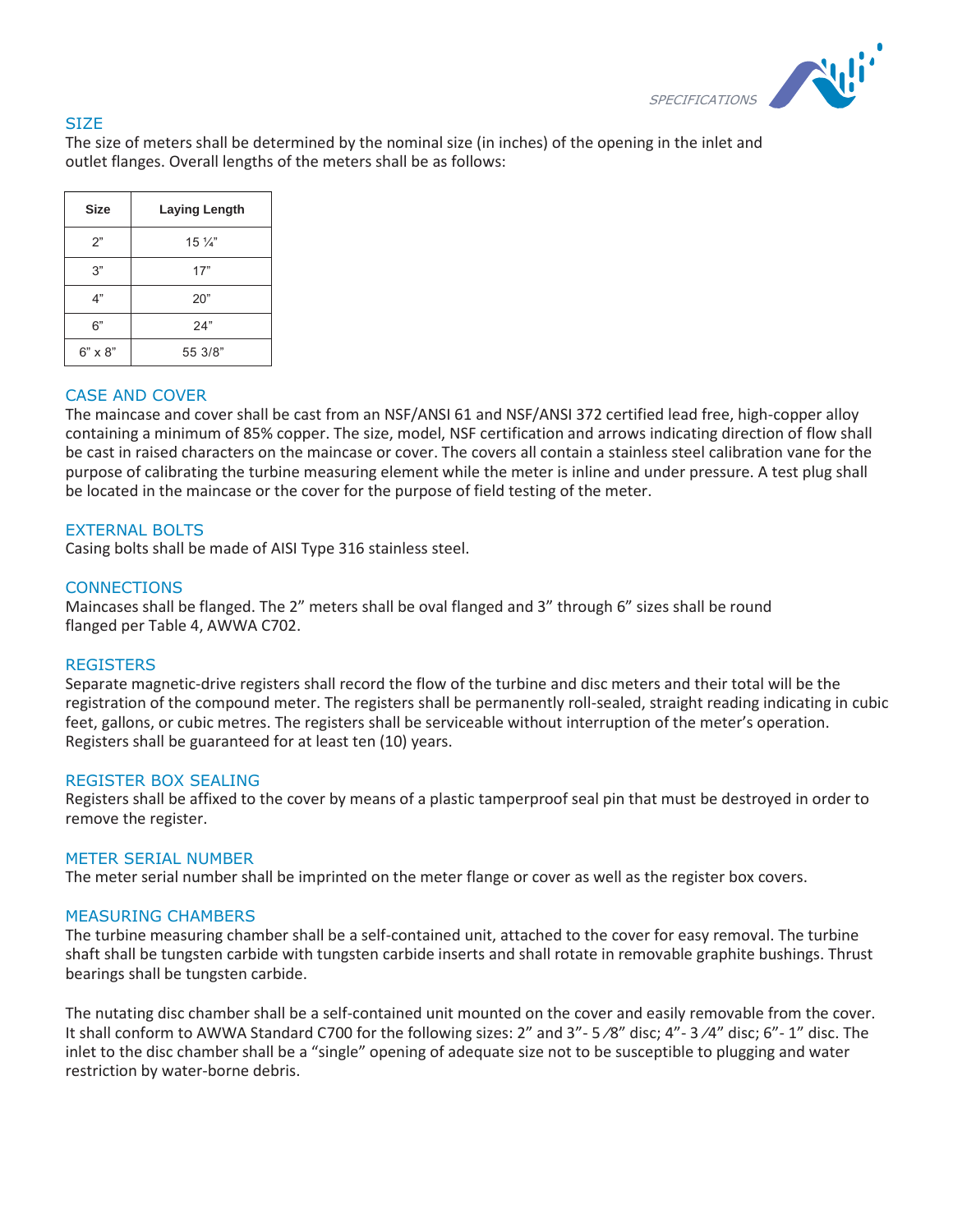## SIZE

The size of meters shall be determined by the nominal size (in inches) of the opening in the inlet and outlet flanges. Overall lengths of the meters shall be as follows:

| Size | Laying Length |
|---|---|
| 2" | 15 ¼" |
| 3" | 17" |
| 4" | 20" |
| 6" | 24" |
| 6" x 8" | 55 3/8" |

## CASE AND COVER

The maincase and cover shall be cast from an NSF/ANSI 61 and NSF/ANSI 372 certified lead free, high-copper alloy containing a minimum of 85% copper. The size, model, NSF certification and arrows indicating direction of flow shall be cast in raised characters on the maincase or cover. The covers all contain a stainless steel calibration vane for the purpose of calibrating the turbine measuring element while the meter is inline and under pressure. A test plug shall be located in the maincase or the cover for the purpose of field testing of the meter.

## EXTERNAL BOLTS

Casing bolts shall be made of AISI Type 316 stainless steel.

## CONNECTIONS

Maincases shall be flanged. The 2" meters shall be oval flanged and 3" through 6" sizes shall be round flanged per Table 4, AWWA C702.

## REGISTERS

Separate magnetic-drive registers shall record the flow of the turbine and disc meters and their total will be the registration of the compound meter. The registers shall be permanently roll-sealed, straight reading indicating in cubic feet, gallons, or cubic metres. The registers shall be serviceable without interruption of the meter's operation. Registers shall be guaranteed for at least ten (10) years.

## REGISTER BOX SEALING

Registers shall be affixed to the cover by means of a plastic tamperproof seal pin that must be destroyed in order to remove the register.

## METER SERIAL NUMBER

The meter serial number shall be imprinted on the meter flange or cover as well as the register box covers.

## MEASURING CHAMBERS

The turbine measuring chamber shall be a self-contained unit, attached to the cover for easy removal. The turbine shaft shall be tungsten carbide with tungsten carbide inserts and shall rotate in removable graphite bushings. Thrust bearings shall be tungsten carbide.

The nutating disc chamber shall be a self-contained unit mounted on the cover and easily removable from the cover. It shall conform to AWWA Standard C700 for the following sizes: 2" and 3"- 5⁄8" disc; 4"- 3⁄4" disc; 6"- 1" disc. The inlet to the disc chamber shall be a "single" opening of adequate size not to be susceptible to plugging and water restriction by water-borne debris.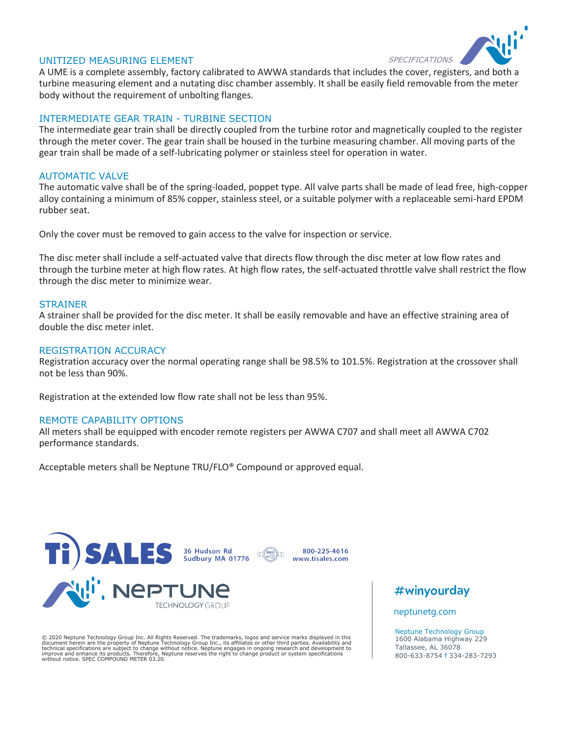## UNITIZED MEASURING ELEMENT

A UME is a complete assembly, factory calibrated to AWWA standards that includes the cover, registers, and both a turbine measuring element and a nutating disc chamber assembly. It shall be easily field removable from the meter body without the requirement of unbolting flanges.

## INTERMEDIATE GEAR TRAIN - TURBINE SECTION

The intermediate gear train shall be directly coupled from the turbine rotor and magnetically coupled to the register through the meter cover. The gear train shall be housed in the turbine measuring chamber. All moving parts of the gear train shall be made of a self-lubricating polymer or stainless steel for operation in water.

## AUTOMATIC VALVE

The automatic valve shall be of the spring-loaded, poppet type. All valve parts shall be made of lead free, high-copper alloy containing a minimum of 85% copper, stainless steel, or a suitable polymer with a replaceable semi-hard EPDM rubber seat.

Only the cover must be removed to gain access to the valve for inspection or service.

The disc meter shall include a self-actuated valve that directs flow through the disc meter at low flow rates and through the turbine meter at high flow rates. At high flow rates, the self-actuated throttle valve shall restrict the flow through the disc meter to minimize wear.

## STRAINER

A strainer shall be provided for the disc meter. It shall be easily removable and have an effective straining area of double the disc meter inlet.

## REGISTRATION ACCURACY

Registration accuracy over the normal operating range shall be 98.5% to 101.5%. Registration at the crossover shall not be less than 90%.

Registration at the extended low flow rate shall not be less than 95%.

## REMOTE CAPABILITY OPTIONS

All meters shall be equipped with encoder remote registers per AWWA C707 and shall meet all AWWA C702 performance standards.

Acceptable meters shall be Neptune TRU/FLO® Compound or approved equal.

Ti SALES
36 Hudson Rd
Sudbury MA 01776
800-225-4616
www.tisales.com

NEPTUNE TECHNOLOGY GROUP

© 2020 Neptune Technology Group Inc. All Rights Reserved. The trademarks, logos and service marks displayed in this document herein are the property of Neptune Technology Group Inc., its affiliates or other third parties. Availability and technical specifications are subject to change without notice. Neptune engages in ongoing research and development to improve and enhance its products. Therefore, Neptune reserves the right to change product or system specifications without notice. SPEC COMPOUND METER 03.20.

#winyourday

neptunetg.com

Neptune Technology Group
1600 Alabama Highway 229
Tallassee, AL 36078
800-633-8754 f 334-283-7293